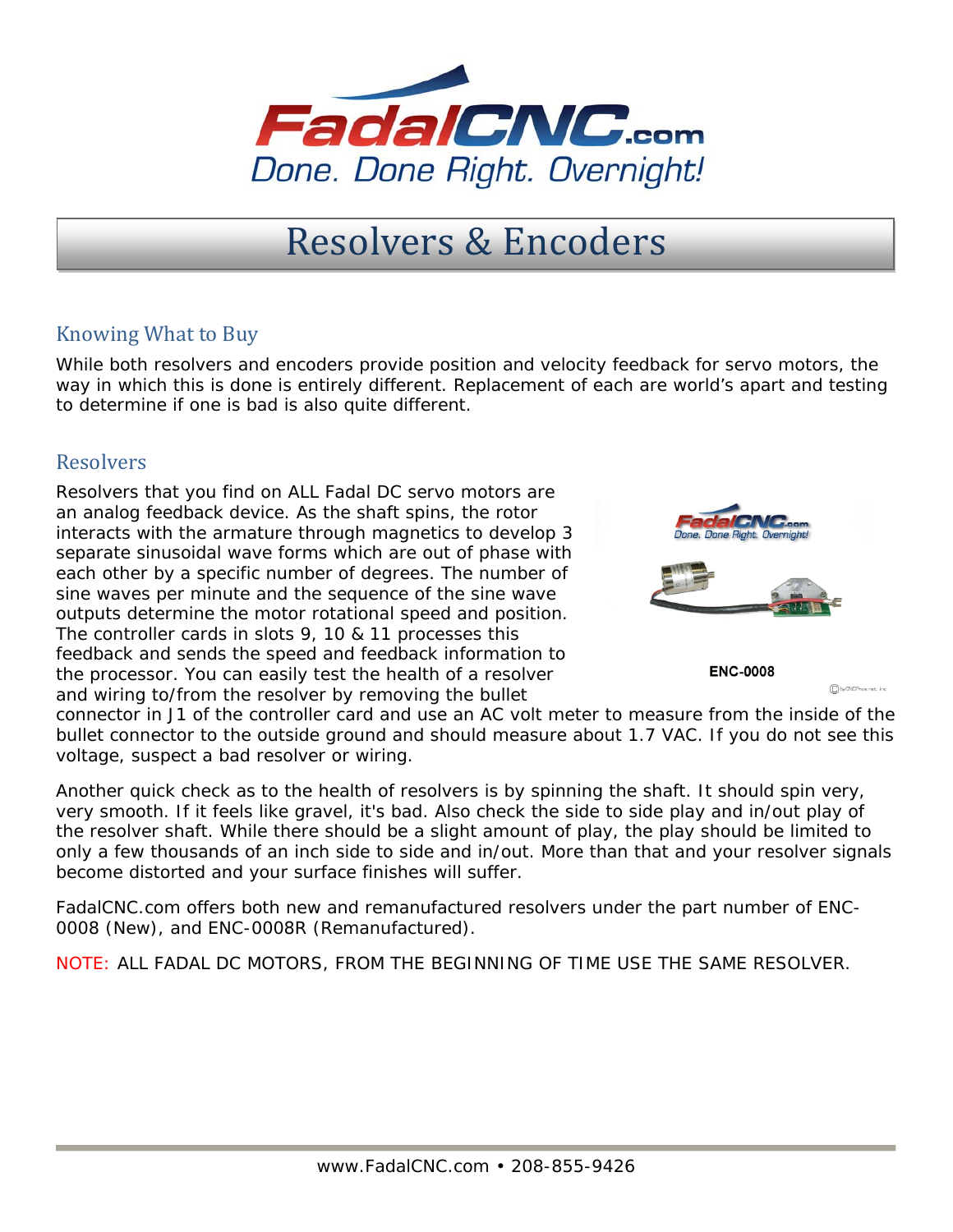# Resolvers & Encoders

## Knowing What to Buy

While both resolvers and encoders provide position and velocity feedback for servo motors, the way in which this is done is entirely different. Replacement of each are world's apart and testing to determine if one is bad is also quite different.

## Resolvers

Resolvers that you find on ALL Fadal DC servo motors are an analog feedback device. As the shaft spins, the rotor interacts with the armature through magnetics to develop 3 separate sinusoidal wave forms which are out of phase with each other by a specific number of degrees. The number of sine waves per minute and the sequence of the sine wave outputs determine the motor rotational speed and position. The controller cards in slots 9, 10 & 11 processes this feedback and sends the speed and feedback information to the processor. You can easily test the health of a resolver and wiring to/from the resolver by removing the bullet connector in J1 of the controller card and use an AC volt meter to measure from the inside of the bullet connector to the outside ground and should measure about 1.7 VAC. If you do not see this voltage, suspect a bad resolver or wiring.

ENC-0008

Another quick check as to the health of resolvers is by spinning the shaft. It should spin very, very smooth. If it feels like gravel, it's bad. Also check the side to side play and in/out play of the resolver shaft. While there should be a slight amount of play, the play should be limited to only a few thousands of an inch side to side and in/out. More than that and your resolver signals become distorted and your surface finishes will suffer.

FadalCNC.com offers both new and remanufactured resolvers under the part number of ENC-0008 (New), and ENC-0008R (Remanufactured).

NOTE: ALL FADAL DC MOTORS, FROM THE BEGINNING OF TIME USE THE SAME RESOLVER.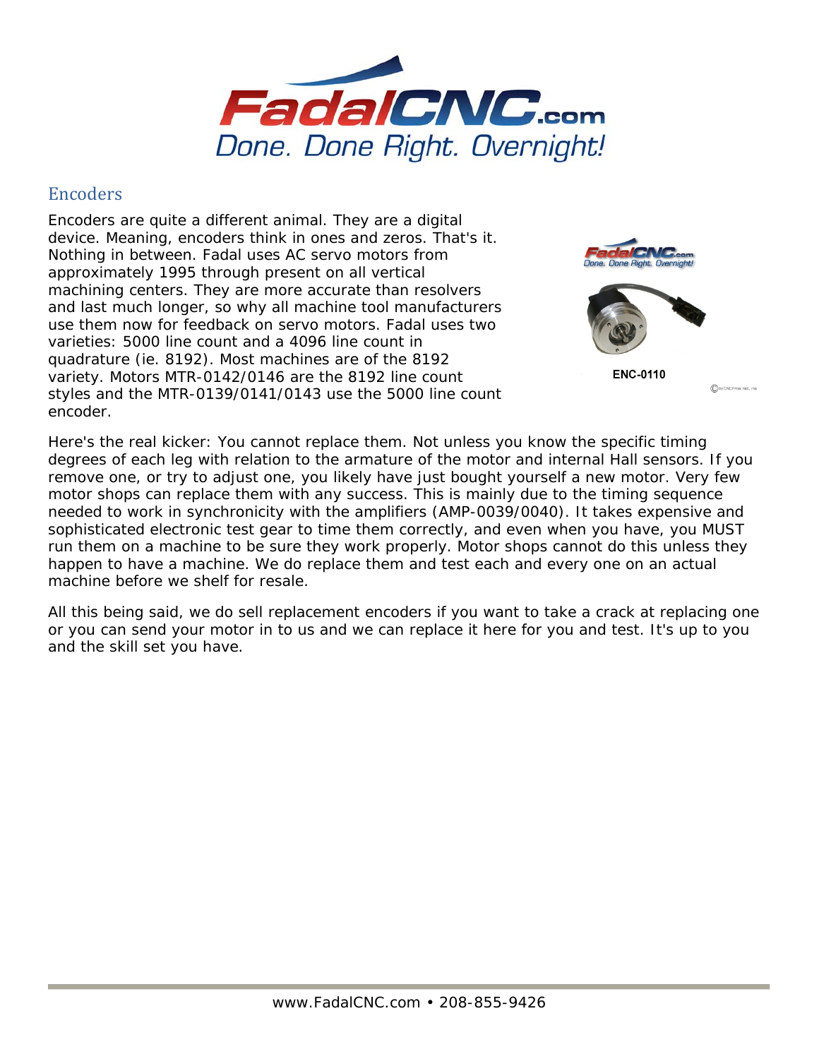## Encoders

Encoders are quite a different animal. They are a digital device. Meaning, encoders think in ones and zeros. That's it. Nothing in between. Fadal uses AC servo motors from approximately 1995 through present on all vertical machining centers. They are more accurate than resolvers and last much longer, so why all machine tool manufacturers use them now for feedback on servo motors. Fadal uses two varieties: 5000 line count and a 4096 line count in quadrature (ie. 8192). Most machines are of the 8192 variety. Motors MTR-0142/0146 are the 8192 line count styles and the MTR-0139/0141/0143 use the 5000 line count encoder.

ENC-0110

Here's the real kicker: You cannot replace them. Not unless you know the specific timing degrees of each leg with relation to the armature of the motor and internal Hall sensors. If you remove one, or try to adjust one, you likely have just bought yourself a new motor. Very few motor shops can replace them with any success. This is mainly due to the timing sequence needed to work in synchronicity with the amplifiers (AMP-0039/0040). It takes expensive and sophisticated electronic test gear to time them correctly, and even when you have, you MUST run them on a machine to be sure they work properly. Motor shops cannot do this unless they happen to have a machine. We do replace them and test each and every one on an actual machine before we shelf for resale.

All this being said, we do sell replacement encoders if you want to take a crack at replacing one or you can send your motor in to us and we can replace it here for you and test. It's up to you and the skill set you have.